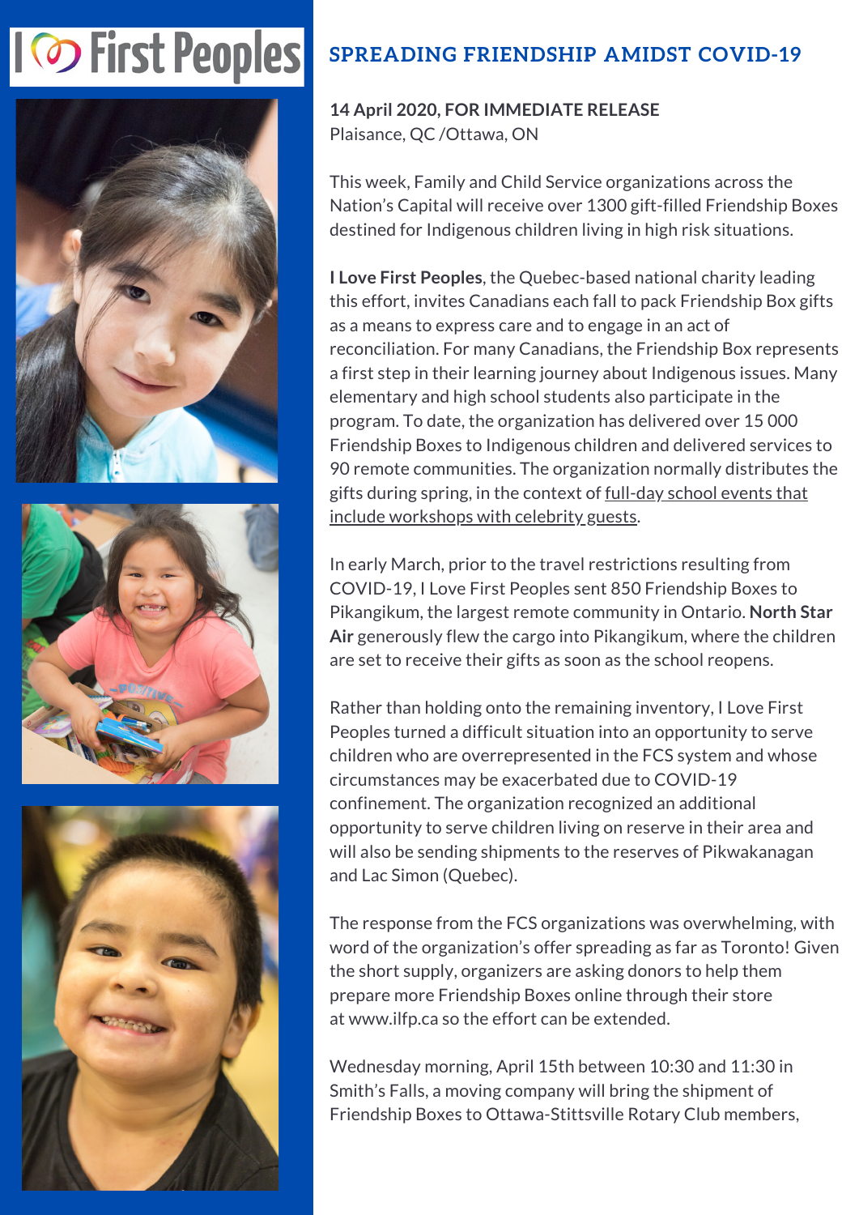I ♡ First Peoples

## SPREADING FRIENDSHIP AMIDST COVID-19

**14 April 2020, FOR IMMEDIATE RELEASE**
Plaisance, QC /Ottawa, ON

This week, Family and Child Service organizations across the Nation's Capital will receive over 1300 gift-filled Friendship Boxes destined for Indigenous children living in high risk situations.

**I Love First Peoples**, the Quebec-based national charity leading this effort, invites Canadians each fall to pack Friendship Box gifts as a means to express care and to engage in an act of reconciliation. For many Canadians, the Friendship Box represents a first step in their learning journey about Indigenous issues. Many elementary and high school students also participate in the program. To date, the organization has delivered over 15 000 Friendship Boxes to Indigenous children and delivered services to 90 remote communities. The organization normally distributes the gifts during spring, in the context of full-day school events that include workshops with celebrity guests.

In early March, prior to the travel restrictions resulting from COVID-19, I Love First Peoples sent 850 Friendship Boxes to Pikangikum, the largest remote community in Ontario. **North Star Air** generously flew the cargo into Pikangikum, where the children are set to receive their gifts as soon as the school reopens.

Rather than holding onto the remaining inventory, I Love First Peoples turned a difficult situation into an opportunity to serve children who are overrepresented in the FCS system and whose circumstances may be exacerbated due to COVID-19 confinement. The organization recognized an additional opportunity to serve children living on reserve in their area and will also be sending shipments to the reserves of Pikwakanagan and Lac Simon (Quebec).

The response from the FCS organizations was overwhelming, with word of the organization's offer spreading as far as Toronto! Given the short supply, organizers are asking donors to help them prepare more Friendship Boxes online through their store at www.ilfp.ca so the effort can be extended.

Wednesday morning, April 15th between 10:30 and 11:30 in Smith's Falls, a moving company will bring the shipment of Friendship Boxes to Ottawa-Stittsville Rotary Club members,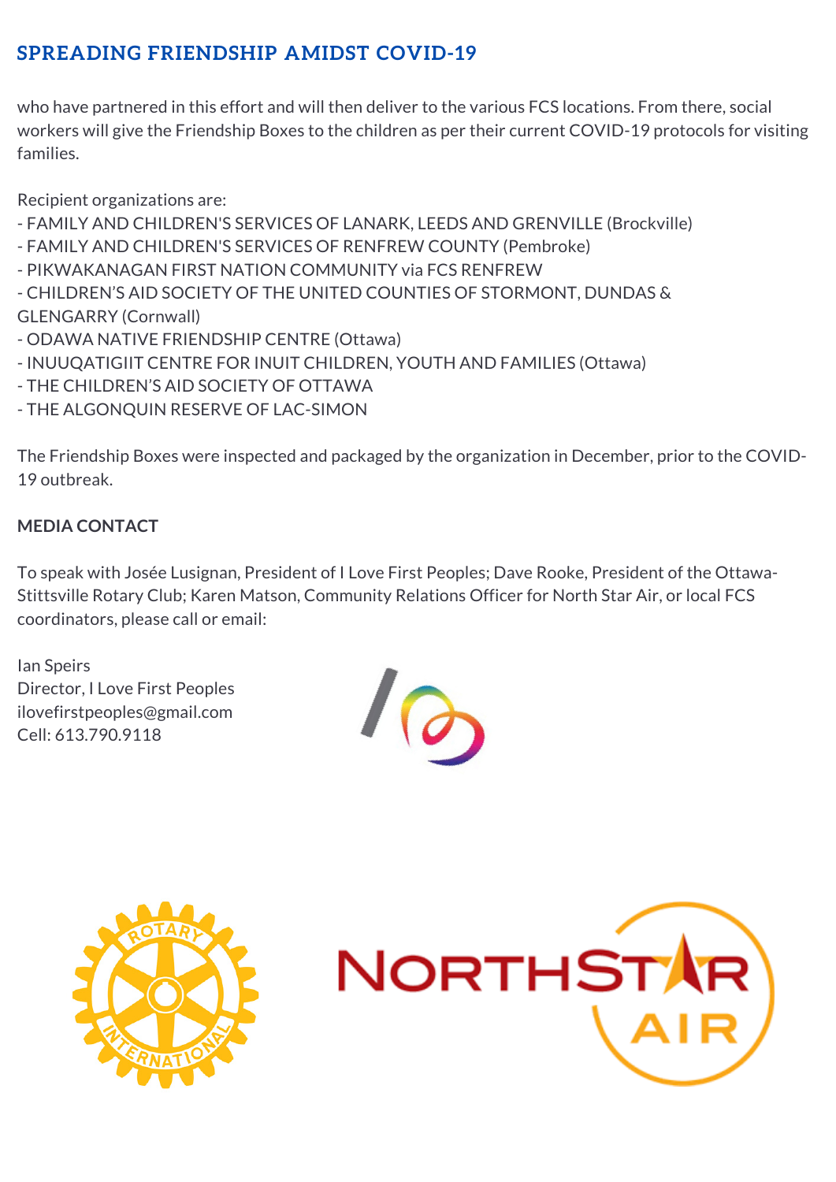## SPREADING FRIENDSHIP AMIDST COVID-19

who have partnered in this effort and will then deliver to the various FCS locations. From there, social workers will give the Friendship Boxes to the children as per their current COVID-19 protocols for visiting families.

Recipient organizations are:

- FAMILY AND CHILDREN'S SERVICES OF LANARK, LEEDS AND GRENVILLE (Brockville)
- FAMILY AND CHILDREN'S SERVICES OF RENFREW COUNTY (Pembroke)
- PIKWAKANAGAN FIRST NATION COMMUNITY via FCS RENFREW
- CHILDREN'S AID SOCIETY OF THE UNITED COUNTIES OF STORMONT, DUNDAS & GLENGARRY (Cornwall)
- ODAWA NATIVE FRIENDSHIP CENTRE (Ottawa)
- INUUQATIGIIT CENTRE FOR INUIT CHILDREN, YOUTH AND FAMILIES (Ottawa)
- THE CHILDREN'S AID SOCIETY OF OTTAWA
- THE ALGONQUIN RESERVE OF LAC-SIMON

The Friendship Boxes were inspected and packaged by the organization in December, prior to the COVID-19 outbreak.

**MEDIA CONTACT**

To speak with Josée Lusignan, President of I Love First Peoples; Dave Rooke, President of the Ottawa-Stittsville Rotary Club; Karen Matson, Community Relations Officer for North Star Air, or local FCS coordinators, please call or email:

Ian Speirs
Director, I Love First Peoples
ilovefirstpeoples@gmail.com
Cell: 613.790.9118